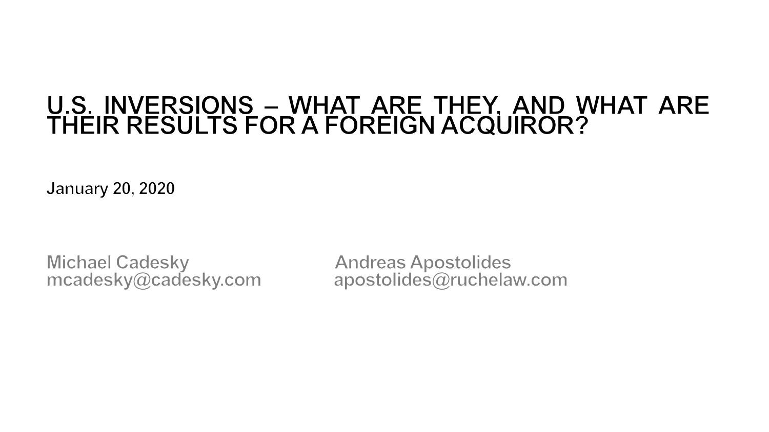# U.S. INVERSIONS – WHAT ARE THEY, AND WHAT ARE THEIR RESULTS FOR A FOREIGN ACQUIROR?

January 20, 2020

Michael Cadesky
mcadesky@cadesky.com

Andreas Apostolides
apostolides@ruchelaw.com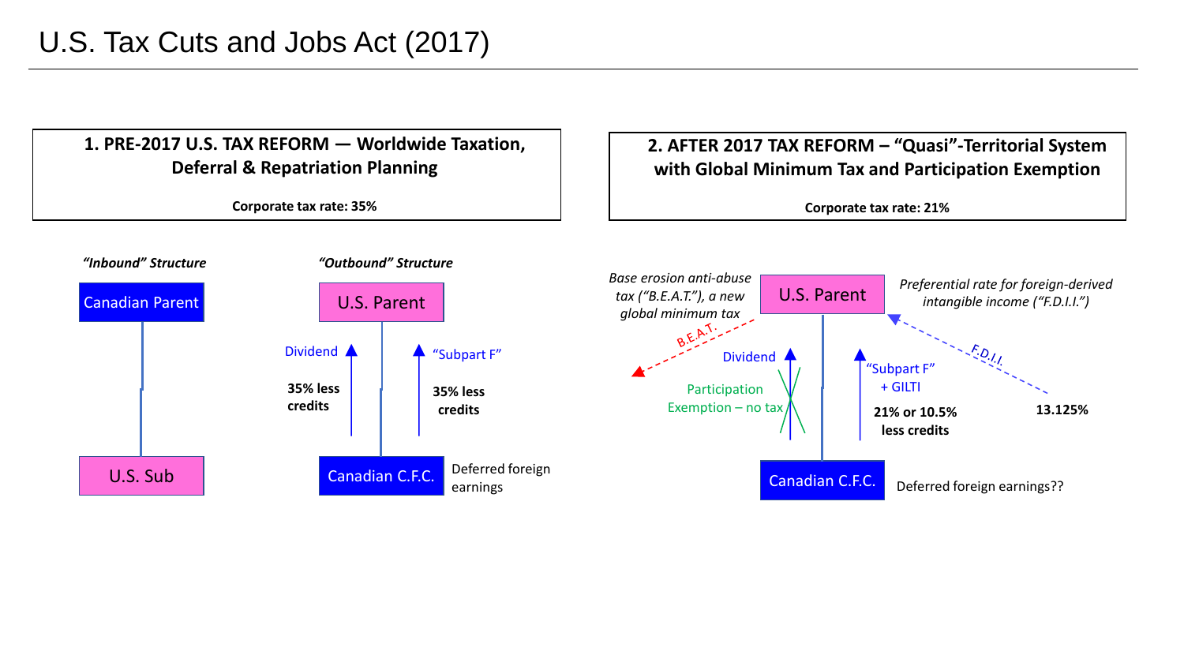# U.S. Tax Cuts and Jobs Act (2017)

## 1. PRE-2017 U.S. TAX REFORM — Worldwide Taxation, Deferral & Repatriation Planning

**Corporate tax rate: 35%**

*"Inbound" Structure*

Canadian Parent

U.S. Sub

*"Outbound" Structure*

U.S. Parent

Dividend

**35% less credits**

"Subpart F"

**35% less credits**

Canadian C.F.C.

Deferred foreign earnings

## 2. AFTER 2017 TAX REFORM – "Quasi"-Territorial System with Global Minimum Tax and Participation Exemption

**Corporate tax rate: 21%**

*Base erosion anti-abuse tax ("B.E.A.T."), a new global minimum tax*

B.E.A.T.

U.S. Parent

*Preferential rate for foreign-derived intangible income ("F.D.I.I.")*

F.D.I.I.

**13.125%**

Dividend

Participation Exemption – no tax

"Subpart F" + GILTI

**21% or 10.5% less credits**

Canadian C.F.C.

Deferred foreign earnings??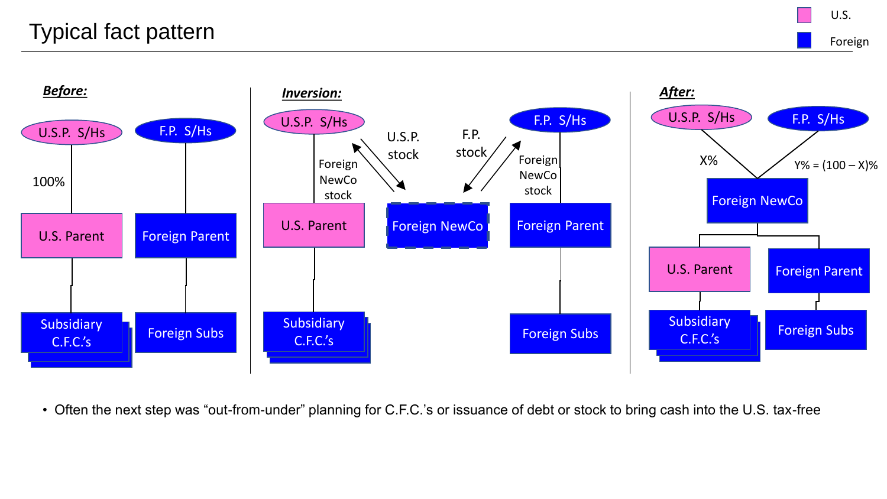# Typical fact pattern

U.S.

Foreign

***Before:***

U.S.P. S/Hs

100%

U.S. Parent

Subsidiary C.F.C.'s

F.P. S/Hs

Foreign Parent

Foreign Subs

***Inversion:***

U.S.P. S/Hs

Foreign NewCo stock

U.S.P. stock

U.S. Parent

Subsidiary C.F.C.'s

Foreign NewCo

F.P. stock

F.P. S/Hs

Foreign NewCo stock

Foreign Parent

Foreign Subs

***After:***

U.S.P. S/Hs

F.P. S/Hs

X%

Y% = (100 – X)%

Foreign NewCo

U.S. Parent

Foreign Parent

Subsidiary C.F.C.'s

Foreign Subs

- Often the next step was "out-from-under" planning for C.F.C.'s or issuance of debt or stock to bring cash into the U.S. tax-free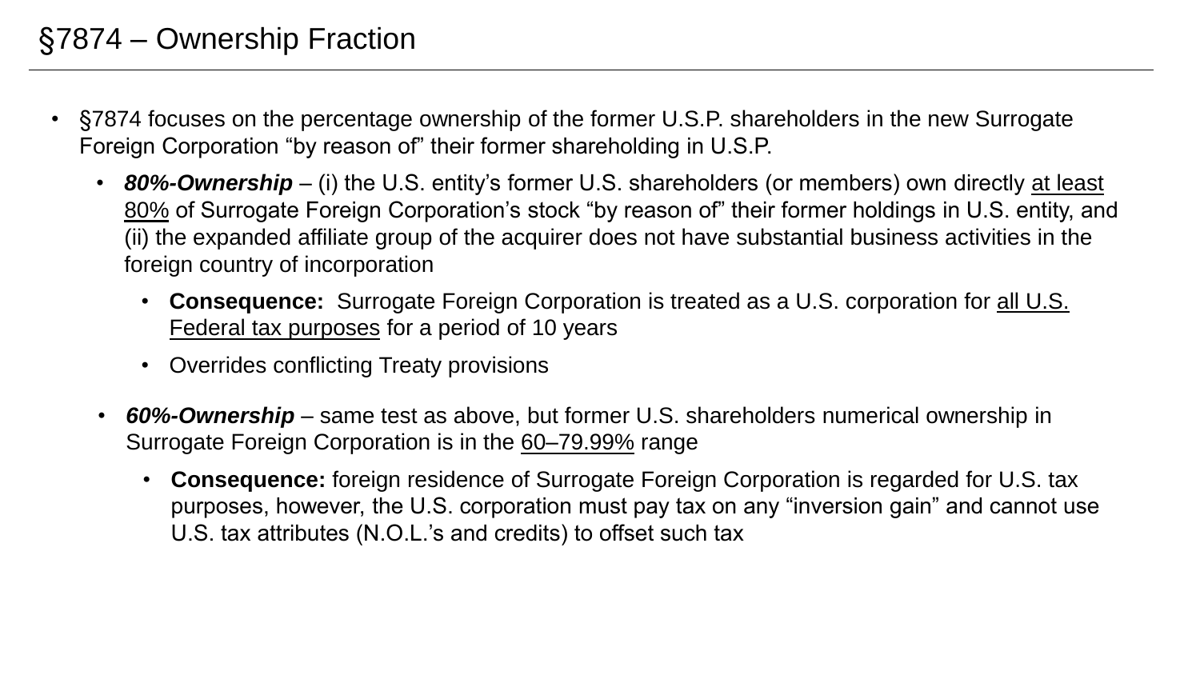# §7874 – Ownership Fraction

- §7874 focuses on the percentage ownership of the former U.S.P. shareholders in the new Surrogate Foreign Corporation "by reason of" their former shareholding in U.S.P.
  - ***80%-Ownership*** – (i) the U.S. entity's former U.S. shareholders (or members) own directly <u>at least 80%</u> of Surrogate Foreign Corporation's stock "by reason of" their former holdings in U.S. entity, and (ii) the expanded affiliate group of the acquirer does not have substantial business activities in the foreign country of incorporation
    - **Consequence:** Surrogate Foreign Corporation is treated as a U.S. corporation for <u>all U.S. Federal tax purposes</u> for a period of 10 years
    - Overrides conflicting Treaty provisions
  - ***60%-Ownership*** – same test as above, but former U.S. shareholders numerical ownership in Surrogate Foreign Corporation is in the <u>60–79.99%</u> range
    - **Consequence:** foreign residence of Surrogate Foreign Corporation is regarded for U.S. tax purposes, however, the U.S. corporation must pay tax on any "inversion gain" and cannot use U.S. tax attributes (N.O.L.'s and credits) to offset such tax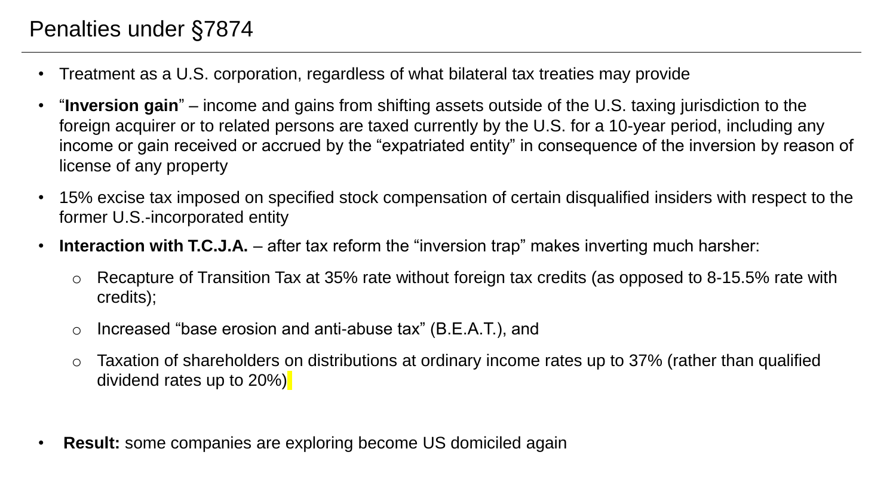# Penalties under §7874

- Treatment as a U.S. corporation, regardless of what bilateral tax treaties may provide
- "**Inversion gain**" – income and gains from shifting assets outside of the U.S. taxing jurisdiction to the foreign acquirer or to related persons are taxed currently by the U.S. for a 10-year period, including any income or gain received or accrued by the "expatriated entity" in consequence of the inversion by reason of license of any property
- 15% excise tax imposed on specified stock compensation of certain disqualified insiders with respect to the former U.S.-incorporated entity
- **Interaction with T.C.J.A.** – after tax reform the "inversion trap" makes inverting much harsher:
  - Recapture of Transition Tax at 35% rate without foreign tax credits (as opposed to 8-15.5% rate with credits);
  - Increased "base erosion and anti-abuse tax" (B.E.A.T.), and
  - Taxation of shareholders on distributions at ordinary income rates up to 37% (rather than qualified dividend rates up to 20%)
- **Result:** some companies are exploring become US domiciled again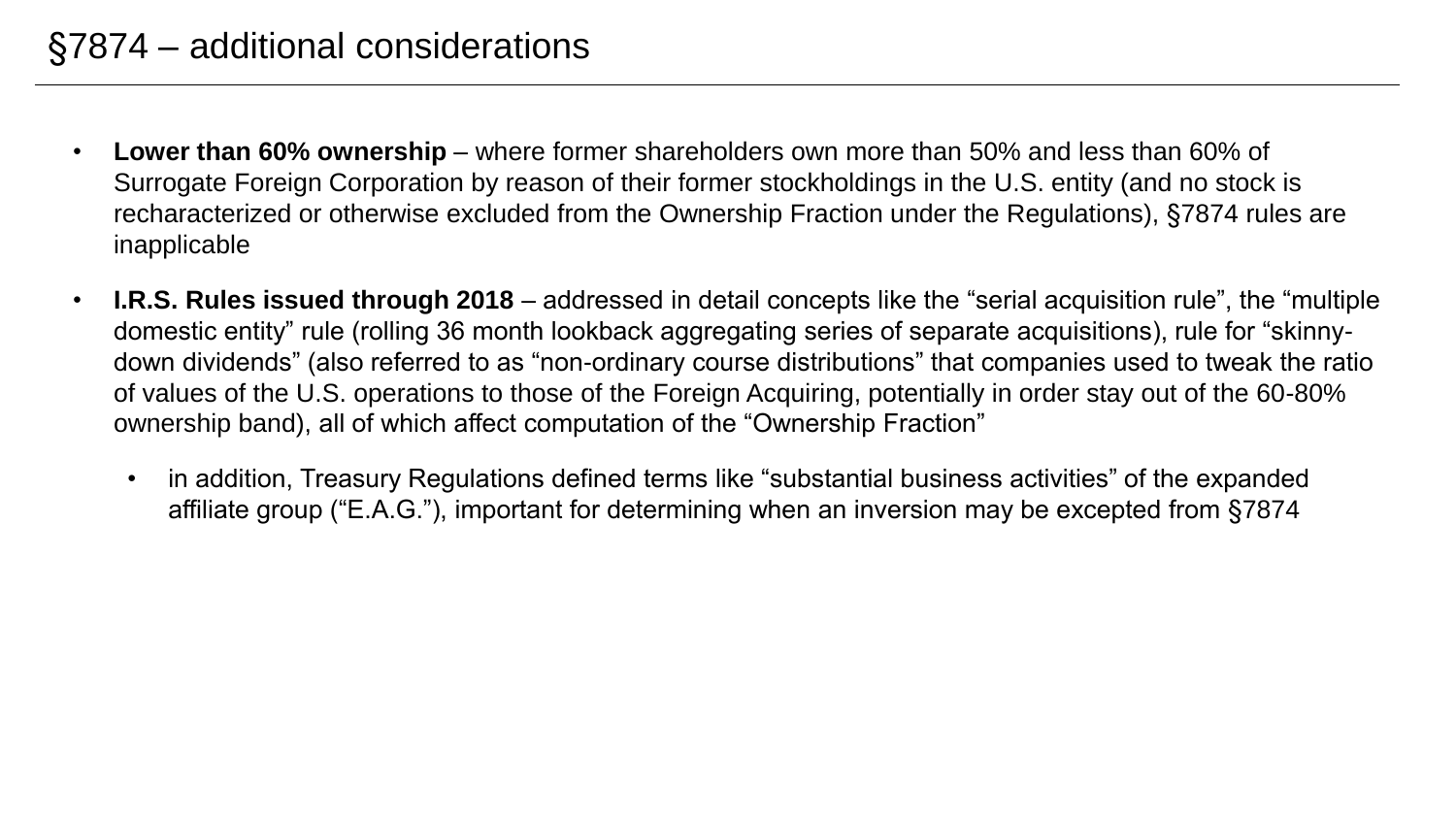# §7874 – additional considerations

- **Lower than 60% ownership** – where former shareholders own more than 50% and less than 60% of Surrogate Foreign Corporation by reason of their former stockholdings in the U.S. entity (and no stock is recharacterized or otherwise excluded from the Ownership Fraction under the Regulations), §7874 rules are inapplicable
- **I.R.S. Rules issued through 2018** – addressed in detail concepts like the "serial acquisition rule", the "multiple domestic entity" rule (rolling 36 month lookback aggregating series of separate acquisitions), rule for "skinny-down dividends" (also referred to as "non-ordinary course distributions" that companies used to tweak the ratio of values of the U.S. operations to those of the Foreign Acquiring, potentially in order stay out of the 60-80% ownership band), all of which affect computation of the "Ownership Fraction"
  - in addition, Treasury Regulations defined terms like "substantial business activities" of the expanded affiliate group ("E.A.G."), important for determining when an inversion may be excepted from §7874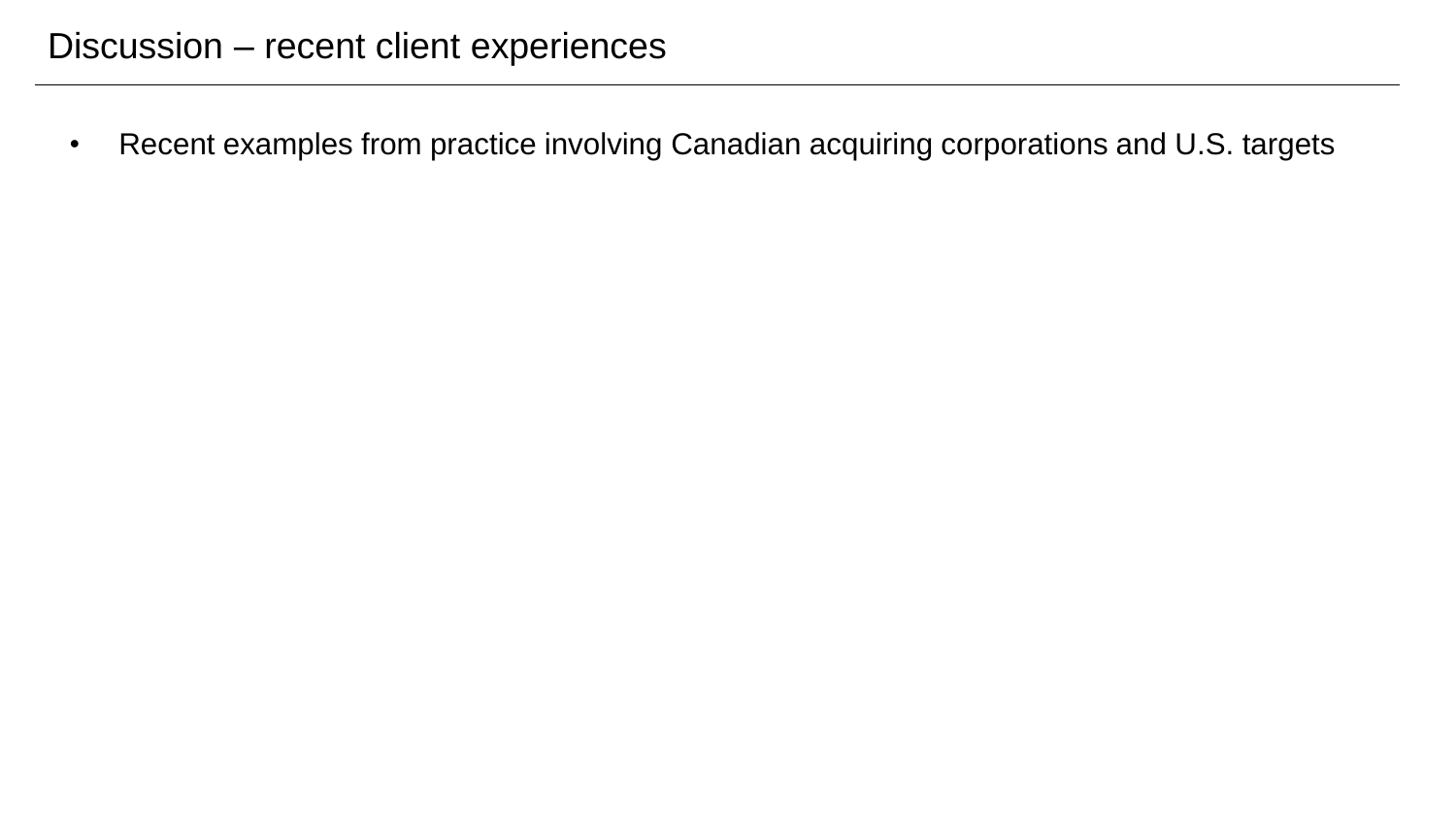# Discussion – recent client experiences

- Recent examples from practice involving Canadian acquiring corporations and U.S. targets